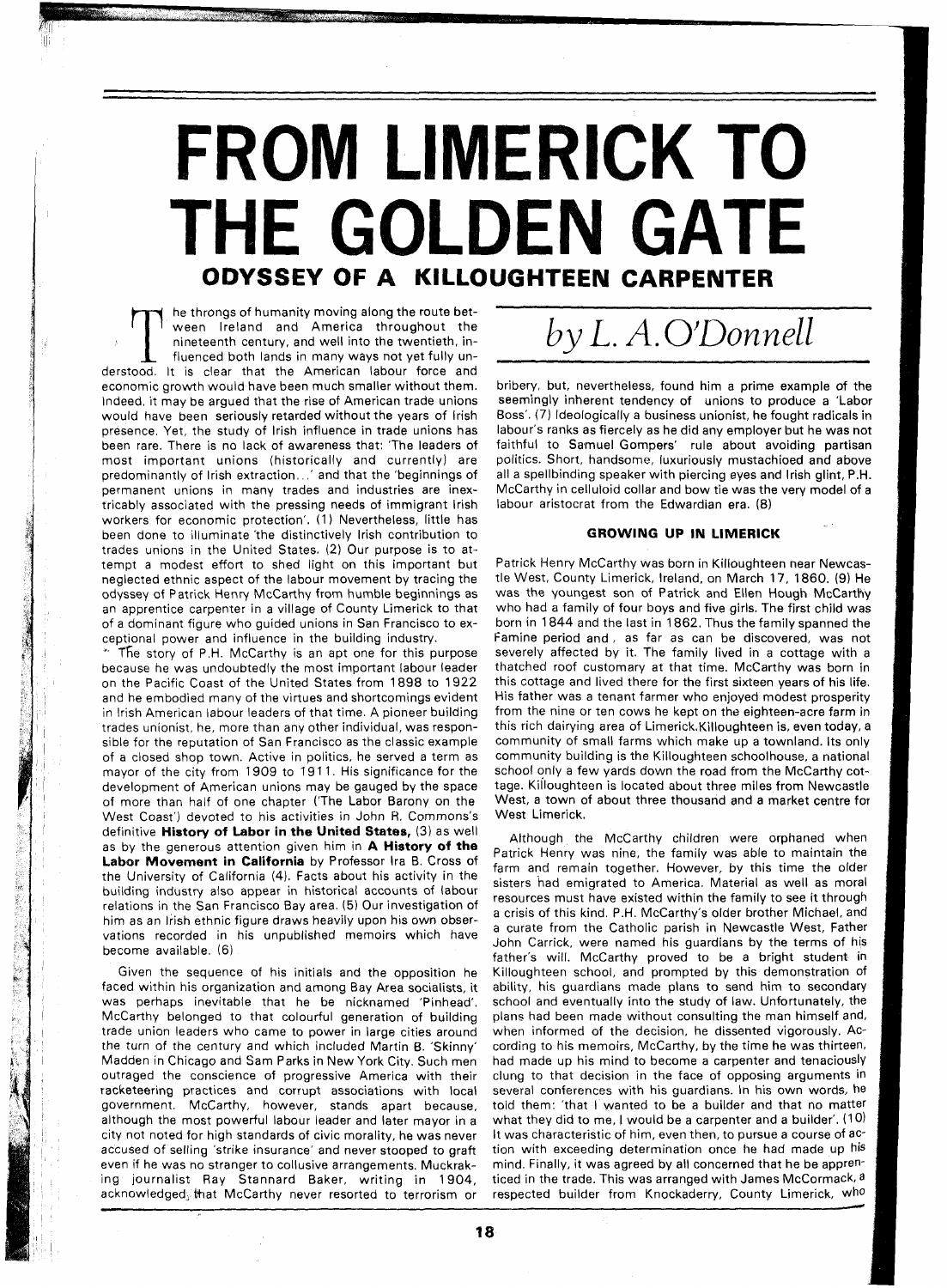# FROM LIMERICK TO THE GOLDEN GATE

## ODYSSEY OF A KILLOUGHTEEN CARPENTER

*by L. A. O'Donnell*

The throngs of humanity moving along the route between Ireland and America throughout the nineteenth century, and well into the twentieth, influenced both lands in many ways not yet fully understood. It is clear that the American labour force and economic growth would have been much smaller without them. Indeed, it may be argued that the rise of American trade unions would have been seriously retarded without the years of Irish presence. Yet, the study of Irish influence in trade unions has been rare. There is no lack of awareness that: 'The leaders of most important unions (historically and currently) are predominantly of Irish extraction...' and that the 'beginnings of permanent unions in many trades and industries are inextricably associated with the pressing needs of immigrant Irish workers for economic protection'. (1) Nevertheless, little has been done to illuminate 'the distinctively Irish contribution to trades unions in the United States. (2) Our purpose is to attempt a modest effort to shed light on this important but neglected ethnic aspect of the labour movement by tracing the odyssey of Patrick Henry McCarthy from humble beginnings as an apprentice carpenter in a village of County Limerick to that of a dominant figure who guided unions in San Francisco to exceptional power and influence in the building industry.

The story of P.H. McCarthy is an apt one for this purpose because he was undoubtedly the most important labour leader on the Pacific Coast of the United States from 1898 to 1922 and he embodied many of the virtues and shortcomings evident in Irish American labour leaders of that time. A pioneer building trades unionist, he, more than any other individual, was responsible for the reputation of San Francisco as the classic example of a closed shop town. Active in politics, he served a term as mayor of the city from 1909 to 1911. His significance for the development of American unions may be gauged by the space of more than half of one chapter ('The Labor Barony on the West Coast') devoted to his activities in John R. Commons's definitive **History of Labor in the United States,** (3) as well as by the generous attention given him in **A History of the Labor Movement in California** by Professor Ira B. Cross of the University of California (4). Facts about his activity in the building industry also appear in historical accounts of labour relations in the San Francisco Bay area. (5) Our investigation of him as an Irish ethnic figure draws heavily upon his own observations recorded in his unpublished memoirs which have become available. (6)

Given the sequence of his initials and the opposition he faced within his organization and among Bay Area socialists, it was perhaps inevitable that he be nicknamed 'Pinhead'. McCarthy belonged to that colourful generation of building trade union leaders who came to power in large cities around the turn of the century and which included Martin B. 'Skinny' Madden in Chicago and Sam Parks in New York City. Such men outraged the conscience of progressive America with their racketeering practices and corrupt associations with local government. McCarthy, however, stands apart because, although the most powerful labour leader and later mayor in a city not noted for high standards of civic morality, he was never accused of selling 'strike insurance' and never stooped to graft even if he was no stranger to collusive arrangements. Muckraking journalist Ray Stannard Baker, writing in 1904, acknowledged that McCarthy never resorted to terrorism or bribery, but, nevertheless, found him a prime example of the seemingly inherent tendency of unions to produce a 'Labor Boss'. (7) Ideologically a business unionist, he fought radicals in labour's ranks as fiercely as he did any employer but he was not faithful to Samuel Gompers' rule about avoiding partisan politics. Short, handsome, luxuriously mustachioed and above all a spellbinding speaker with piercing eyes and Irish glint, P.H. McCarthy in celluloid collar and bow tie was the very model of a labour aristocrat from the Edwardian era. (8)

### GROWING UP IN LIMERICK

Patrick Henry McCarthy was born in Killoughteen near Newcastle West, County Limerick, Ireland, on March 17, 1860. (9) He was the youngest son of Patrick and Ellen Hough McCarthy who had a family of four boys and five girls. The first child was born in 1844 and the last in 1862. Thus the family spanned the Famine period and, as far as can be discovered, was not severely affected by it. The family lived in a cottage with a thatched roof customary at that time. McCarthy was born in this cottage and lived there for the first sixteen years of his life. His father was a tenant farmer who enjoyed modest prosperity from the nine or ten cows he kept on the eighteen-acre farm in this rich dairying area of Limerick. Killoughteen is, even today, a community of small farms which make up a townland. Its only community building is the Killoughteen schoolhouse, a national school only a few yards down the road from the McCarthy cottage. Killoughteen is located about three miles from Newcastle West, a town of about three thousand and a market centre for West Limerick.

Although the McCarthy children were orphaned when Patrick Henry was nine, the family was able to maintain the farm and remain together. However, by this time the older sisters had emigrated to America. Material as well as moral resources must have existed within the family to see it through a crisis of this kind. P.H. McCarthy's older brother Michael, and a curate from the Catholic parish in Newcastle West, Father John Carrick, were named his guardians by the terms of his father's will. McCarthy proved to be a bright student in Killoughteen school, and prompted by this demonstration of ability, his guardians made plans to send him to secondary school and eventually into the study of law. Unfortunately, the plans had been made without consulting the man himself and, when informed of the decision, he dissented vigorously. According to his memoirs, McCarthy, by the time he was thirteen, had made up his mind to become a carpenter and tenaciously clung to that decision in the face of opposing arguments in several conferences with his guardians. In his own words, he told them: 'that I wanted to be a builder and that no matter what they did to me, I would be a carpenter and a builder'. (10) It was characteristic of him, even then, to pursue a course of action with exceeding determination once he had made up his mind. Finally, it was agreed by all concerned that he be apprenticed in the trade. This was arranged with James McCormack, a respected builder from Knockaderry, County Limerick, who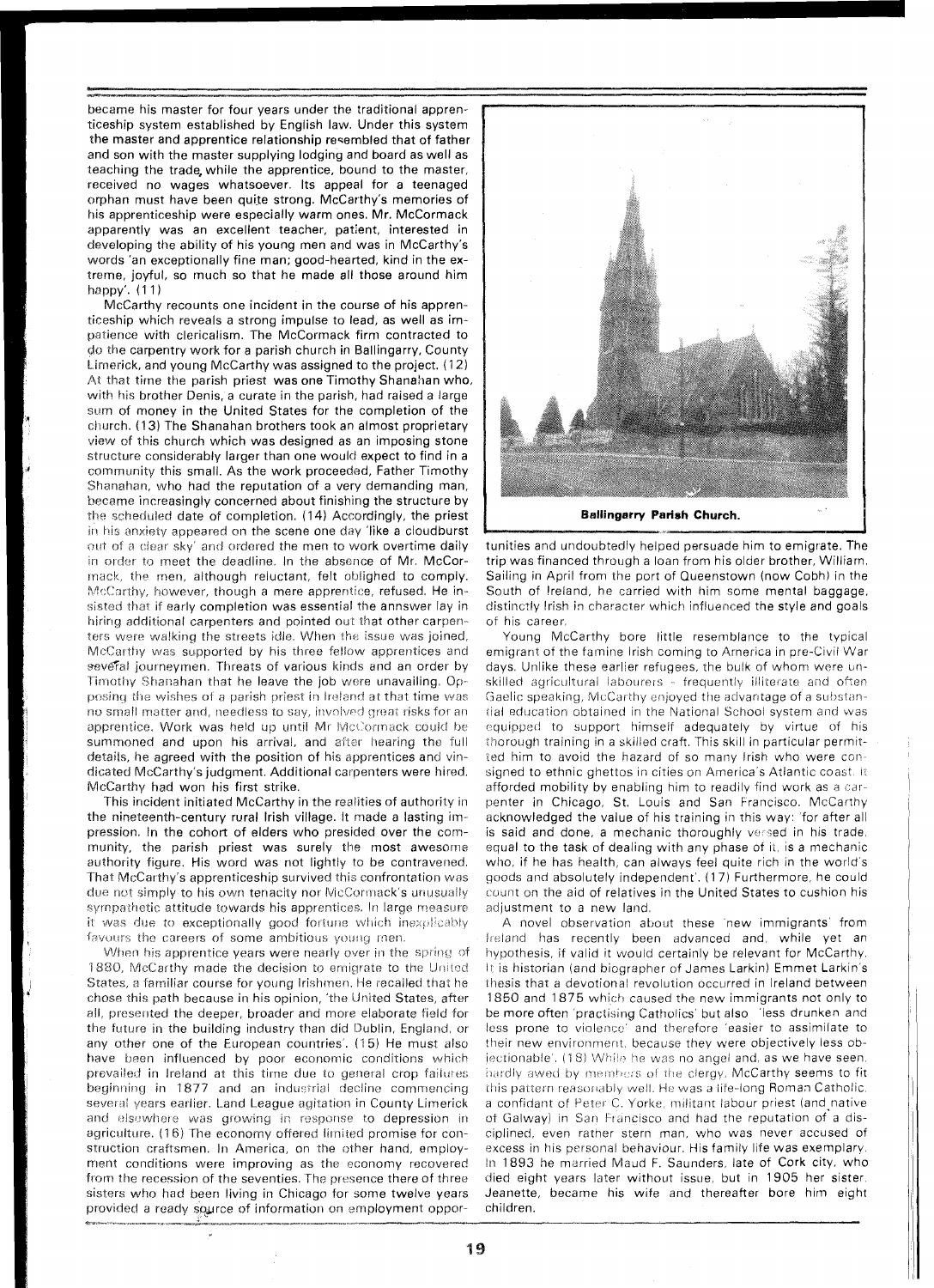became his master for four years under the traditional apprenticeship system established by English law. Under this system the master and apprentice relationship resembled that of father and son with the master supplying lodging and board as well as teaching the trade, while the apprentice, bound to the master, received no wages whatsoever. Its appeal for a teenaged orphan must have been quite strong. McCarthy's memories of his apprenticeship were especially warm ones. Mr. McCormack apparently was an excellent teacher, patient, interested in developing the ability of his young men and was in McCarthy's words 'an exceptionally fine man; good-hearted, kind in the extreme, joyful, so much so that he made all those around him happy'. (11)

McCarthy recounts one incident in the course of his apprenticeship which reveals a strong impulse to lead, as well as impatience with clericalism. The McCormack firm contracted to do the carpentry work for a parish church in Ballingarry, County Limerick, and young McCarthy was assigned to the project. (12) At that time the parish priest was one Timothy Shanahan who, with his brother Denis, a curate in the parish, had raised a large sum of money in the United States for the completion of the church. (13) The Shanahan brothers took an almost proprietary view of this church which was designed as an imposing stone structure considerably larger than one would expect to find in a community this small. As the work proceeded, Father Timothy Shanahan, who had the reputation of a very demanding man, became increasingly concerned about finishing the structure by the scheduled date of completion. (14) Accordingly, the priest in his anxiety appeared on the scene one day 'like a cloudburst out of a clear sky' and ordered the men to work overtime daily in order to meet the deadline. In the absence of Mr. McCormack, the men, although reluctant, felt obliged to comply. McCarthy, however, though a mere apprentice, refused. He insisted that if early completion was essential the annswer lay in hiring additional carpenters and pointed out that other carpenters were walking the streets idle. When the issue was joined, McCarthy was supported by his three fellow apprentices and several journeymen. Threats of various kinds and an order by Timothy Shanahan that he leave the job were unavailing. Opposing the wishes of a parish priest in Ireland at that time was no small matter and, needless to say, involved great risks for an apprentice. Work was held up until Mr McCormack could be summoned and upon his arrival, and after hearing the full details, he agreed with the position of his apprentices and vindicated McCarthy's judgment. Additional carpenters were hired. McCarthy had won his first strike.

This incident initiated McCarthy in the realities of authority in the nineteenth-century rural Irish village. It made a lasting impression. In the cohort of elders who presided over the community, the parish priest was surely the most awesome authority figure. His word was not lightly to be contravened. That McCarthy's apprenticeship survived this confrontation was due not simply to his own tenacity nor McCormack's unusually sympathetic attitude towards his apprentices. In large measure it was due to exceptionally good fortune which inexplicably favours the careers of some ambitious young men.

When his apprentice years were nearly over in the spring of 1880, McCarthy made the decision to emigrate to the United States, a familiar course for young Irishmen. He recalled that he chose this path because in his opinion, 'the United States, after all, presented the deeper, broader and more elaborate field for the future in the building industry than did Dublin, England, or any other one of the European countries'. (15) He must also have been influenced by poor economic conditions which prevailed in Ireland at this time due to general crop failures beginning in 1877 and an industrial decline commencing several years earlier. Land League agitation in County Limerick and elsewhere was growing in response to depression in agriculture. (16) The economy offered limited promise for construction craftsmen. In America, on the other hand, employment conditions were improving as the economy recovered from the recession of the seventies. The presence there of three sisters who had been living in Chicago for some twelve years provided a ready source of information on employment opportunities and undoubtedly helped persuade him to emigrate. The trip was financed through a loan from his older brother, William. Sailing in April from the port of Queenstown (now Cobh) in the South of Ireland, he carried with him some mental baggage, distinctly Irish in character which influenced the style and goals of his career.

**Ballingarry Parish Church.**

Young McCarthy bore little resemblance to the typical emigrant of the famine Irish coming to America in pre-Civil War days. Unlike these earlier refugees, the bulk of whom were unskilled agricultural labourers – frequently illiterate and often Gaelic speaking, McCarthy enjoyed the advantage of a substantial education obtained in the National School system and was equipped to support himself adequately by virtue of his thorough training in a skilled craft. This skill in particular permitted him to avoid the hazard of so many Irish who were consigned to ethnic ghettos in cities on America's Atlantic coast. It afforded mobility by enabling him to readily find work as a carpenter in Chicago, St. Louis and San Francisco. McCarthy acknowledged the value of his training in this way: 'for after all is said and done, a mechanic thoroughly versed in his trade, equal to the task of dealing with any phase of it, is a mechanic who, if he has health, can always feel quite rich in the world's goods and absolutely independent'. (17) Furthermore, he could count on the aid of relatives in the United States to cushion his adjustment to a new land.

A novel observation about these 'new immigrants' from Ireland has recently been advanced and, while yet an hypothesis, if valid it would certainly be relevant for McCarthy. It is historian (and biographer of James Larkin) Emmet Larkin's thesis that a devotional revolution occurred in Ireland between 1850 and 1875 which caused the new immigrants not only to be more often 'practising Catholics' but also 'less drunken and less prone to violence' and therefore 'easier to assimilate to their new environment, because they were objectively less objectionable'. (18) While he was no angel and, as we have seen, hardly awed by members of the clergy, McCarthy seems to fit this pattern reasonably well. He was a life-long Roman Catholic, a confidant of Peter C. Yorke, militant labour priest (and native of Galway) in San Francisco and had the reputation of a disciplined, even rather stern man, who was never accused of excess in his personal behaviour. His family life was exemplary. In 1893 he married Maud F. Saunders, late of Cork city, who died eight years later without issue, but in 1905 her sister, Jeanette, became his wife and thereafter bore him eight children.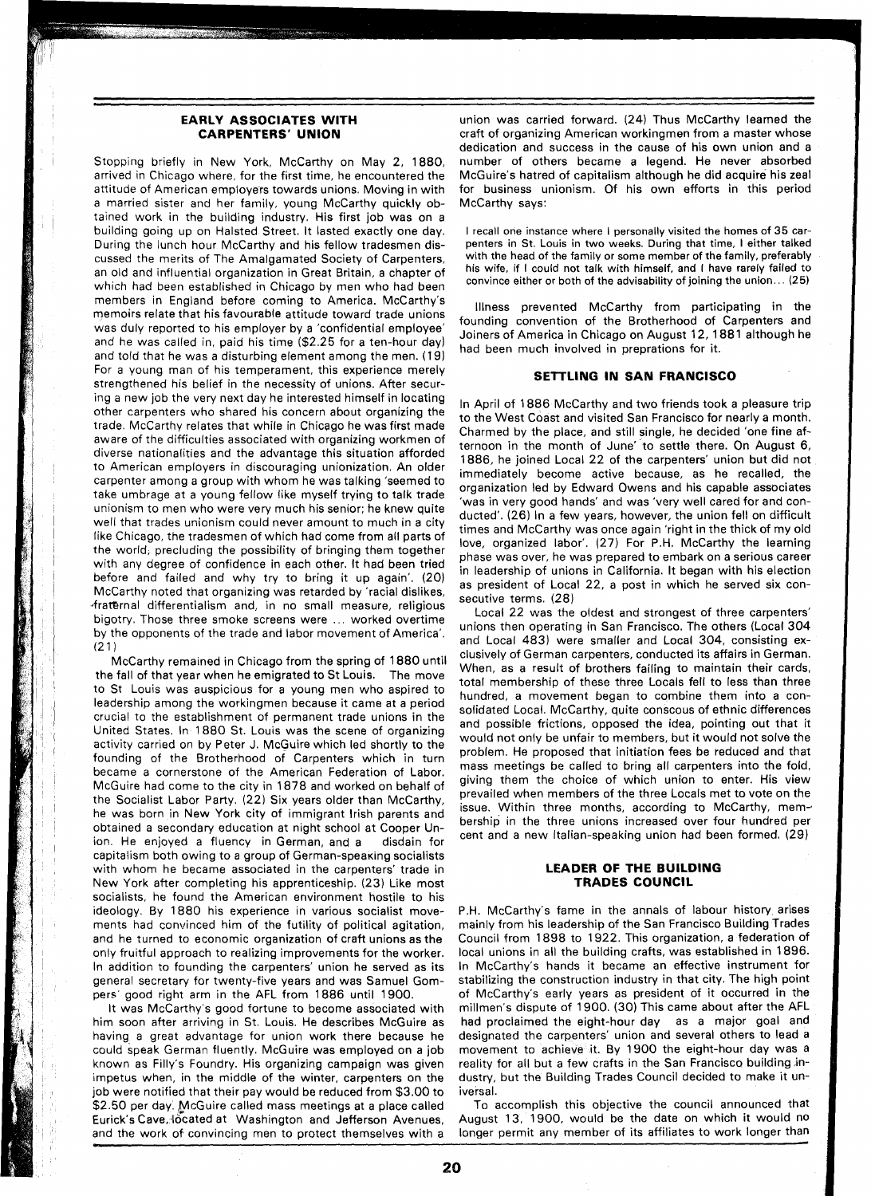## EARLY ASSOCIATES WITH CARPENTERS' UNION

Stopping briefly in New York, McCarthy on May 2, 1880, arrived in Chicago where, for the first time, he encountered the attitude of American employers towards unions. Moving in with a married sister and her family, young McCarthy quickly obtained work in the building industry. His first job was on a building going up on Halsted Street. It lasted exactly one day. During the lunch hour McCarthy and his fellow tradesmen discussed the merits of The Amalgamated Society of Carpenters, an old and influential organization in Great Britain, a chapter of which had been established in Chicago by men who had been members in England before coming to America. McCarthy's memoirs relate that his favourable attitude toward trade unions was duly reported to his employer by a 'confidential employee' and he was called in, paid his time ($2.25 for a ten-hour day) and told that he was a disturbing element among the men. (19) For a young man of his temperament, this experience merely strengthened his belief in the necessity of unions. After securing a new job the very next day he interested himself in locating other carpenters who shared his concern about organizing the trade. McCarthy relates that while in Chicago he was first made aware of the difficulties associated with organizing workmen of diverse nationalities and the advantage this situation afforded to American employers in discouraging unionization. An older carpenter among a group with whom he was talking 'seemed to take umbrage at a young fellow like myself trying to talk trade unionism to men who were very much his senior; he knew quite well that trades unionism could never amount to much in a city like Chicago, the tradesmen of which had come from all parts of the world; precluding the possibility of bringing them together with any degree of confidence in each other. It had been tried before and failed and why try to bring it up again'. (20) McCarthy noted that organizing was retarded by 'racial dislikes, fraternal differentialism and, in no small measure, religious bigotry. Those three smoke screens were ... worked overtime by the opponents of the trade and labor movement of America'. (21)

McCarthy remained in Chicago from the spring of 1880 until the fall of that year when he emigrated to St Louis. The move to St Louis was auspicious for a young men who aspired to leadership among the workingmen because it came at a period crucial to the establishment of permanent trade unions in the United States. In 1880 St. Louis was the scene of organizing activity carried on by Peter J. McGuire which led shortly to the founding of the Brotherhood of Carpenters which in turn became a cornerstone of the American Federation of Labor. McGuire had come to the city in 1878 and worked on behalf of the Socialist Labor Party. (22) Six years older than McCarthy, he was born in New York city of immigrant Irish parents and obtained a secondary education at night school at Cooper Union. He enjoyed a fluency in German, and a disdain for capitalism both owing to a group of German-speaking socialists with whom he became associated in the carpenters' trade in New York after completing his apprenticeship. (23) Like most socialists, he found the American environment hostile to his ideology. By 1880 his experience in various socialist movements had convinced him of the futility of political agitation, and he turned to economic organization of craft unions as the only fruitful approach to realizing improvements for the worker. In addition to founding the carpenters' union he served as its general secretary for twenty-five years and was Samuel Gompers' good right arm in the AFL from 1886 until 1900.

It was McCarthy's good fortune to become associated with him soon after arriving in St. Louis. He describes McGuire as having a great advantage for union work there because he could speak German fluently. McGuire was employed on a job known as Filly's Foundry. His organizing campaign was given impetus when, in the middle of the winter, carpenters on the job were notified that their pay would be reduced from $3.00 to $2.50 per day. McGuire called mass meetings at a place called Eurick's Cave, located at Washington and Jefferson Avenues, and the work of convincing men to protect themselves with a union was carried forward. (24) Thus McCarthy learned the craft of organizing American workingmen from a master whose dedication and success in the cause of his own union and a number of others became a legend. He never absorbed McGuire's hatred of capitalism although he did acquire his zeal for business unionism. Of his own efforts in this period McCarthy says:

> I recall one instance where I personally visited the homes of 35 carpenters in St. Louis in two weeks. During that time, I either talked with the head of the family or some member of the family, preferably his wife, if I could not talk with himself, and I have rarely failed to convince either or both of the advisability of joining the union... (25)

Illness prevented McCarthy from participating in the founding convention of the Brotherhood of Carpenters and Joiners of America in Chicago on August 12, 1881 although he had been much involved in prepations for it.

## SETTLING IN SAN FRANCISCO

In April of 1886 McCarthy and two friends took a pleasure trip to the West Coast and visited San Francisco for nearly a month. Charmed by the place, and still single, he decided 'one fine afternoon in the month of June' to settle there. On August 6, 1886, he joined Local 22 of the carpenters' union but did not immediately become active because, as he recalled, the organization led by Edward Owens and his capable associates 'was in very good hands' and was 'very well cared for and conducted'. (26) In a few years, however, the union fell on difficult times and McCarthy was once again 'right in the thick of my old love, organized labor'. (27) For P.H. McCarthy the learning phase was over, he was prepared to embark on a serious career in leadership of unions in California. It began with his election as president of Local 22, a post in which he served six consecutive terms. (28)

Local 22 was the oldest and strongest of three carpenters' unions then operating in San Francisco. The others (Local 304 and Local 483) were smaller and Local 304, consisting exclusively of German carpenters, conducted its affairs in German. When, as a result of brothers failing to maintain their cards, total membership of these three Locals fell to less than three hundred, a movement began to combine them into a consolidated Local. McCarthy, quite conscous of ethnic differences and possible frictions, opposed the idea, pointing out that it would not only be unfair to members, but it would not solve the problem. He proposed that initiation fees be reduced and that mass meetings be called to bring all carpenters into the fold, giving them the choice of which union to enter. His view prevailed when members of the three Locals met to vote on the issue. Within three months, according to McCarthy, membership in the three unions increased over four hundred per cent and a new Italian-speaking union had been formed. (29)

## LEADER OF THE BUILDING TRADES COUNCIL

P.H. McCarthy's fame in the annals of labour history arises mainly from his leadership of the San Francisco Building Trades Council from 1898 to 1922. This organization, a federation of local unions in all the building crafts, was established in 1896. In McCarthy's hands it became an effective instrument for stabilizing the construction industry in that city. The high point of McCarthy's early years as president of it occurred in the millmen's dispute of 1900. (30) This came about after the AFL had proclaimed the eight-hour day as a major goal and designated the carpenters' union and several others to lead a movement to achieve it. By 1900 the eight-hour day was a reality for all but a few crafts in the San Francisco building industry, but the Building Trades Council decided to make it universal.

To accomplish this objective the council announced that August 13, 1900, would be the date on which it would no longer permit any member of its affiliates to work longer than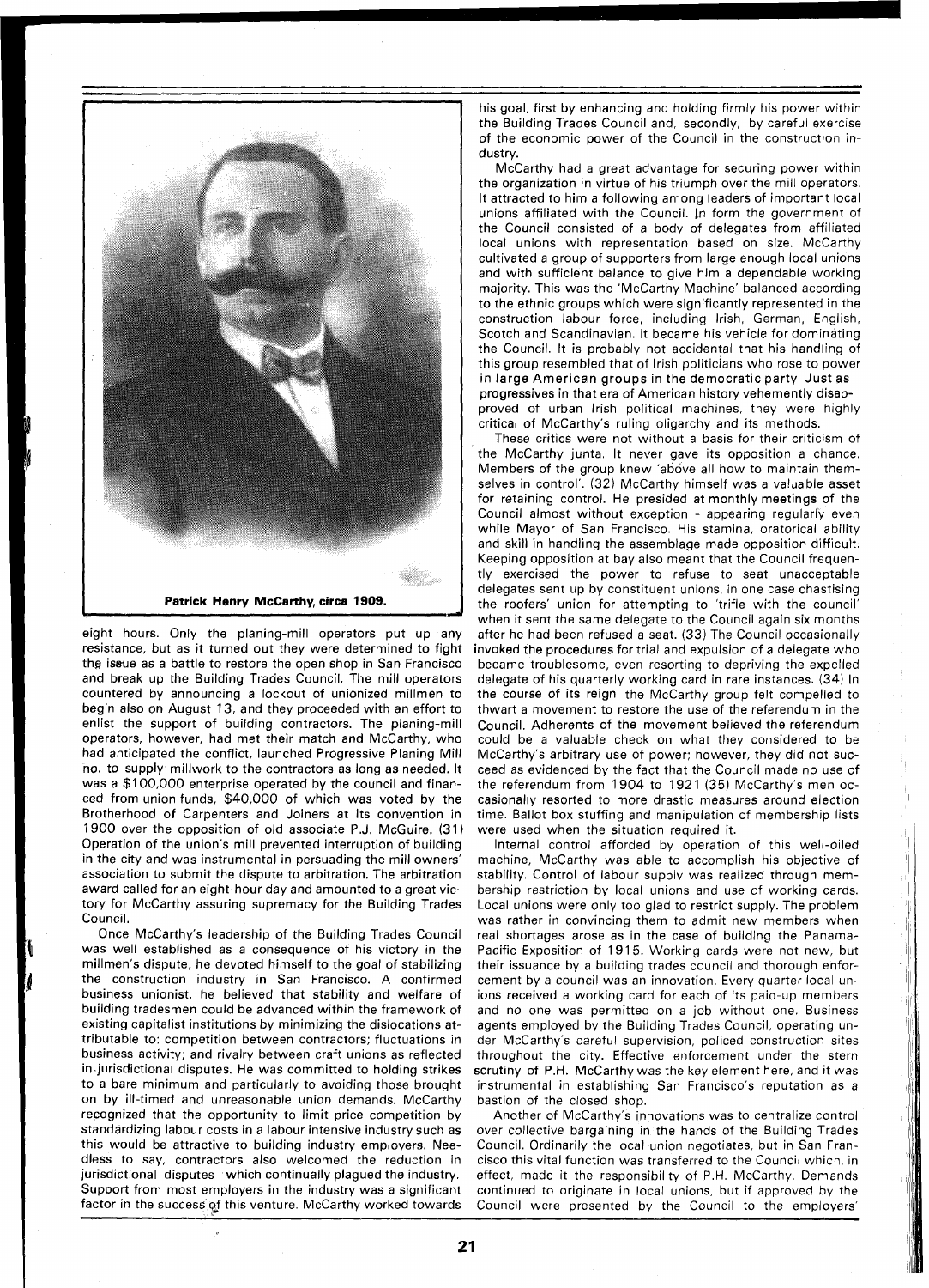Patrick Henry McCarthy, circa 1909.

eight hours. Only the planing-mill operators put up any resistance, but as it turned out they were determined to fight the issue as a battle to restore the open shop in San Francisco and break up the Building Trades Council. The mill operators countered by announcing a lockout of unionized millmen to begin also on August 13, and they proceeded with an effort to enlist the support of building contractors. The planing-mill operators, however, had met their match and McCarthy, who had anticipated the conflict, launched Progressive Planing Mill no. to supply millwork to the contractors as long as needed. It was a $100,000 enterprise operated by the council and financed from union funds, $40,000 of which was voted by the Brotherhood of Carpenters and Joiners at its convention in 1900 over the opposition of old associate P.J. McGuire. (31) Operation of the union's mill prevented interruption of building in the city and was instrumental in persuading the mill owners' association to submit the dispute to arbitration. The arbitration award called for an eight-hour day and amounted to a great victory for McCarthy assuring supremacy for the Building Trades Council.

Once McCarthy's leadership of the Building Trades Council was well established as a consequence of his victory in the millmen's dispute, he devoted himself to the goal of stabilizing the construction industry in San Francisco. A confirmed business unionist, he believed that stability and welfare of building tradesmen could be advanced within the framework of existing capitalist institutions by minimizing the dislocations attributable to: competition between contractors; fluctuations in business activity; and rivalry between craft unions as reflected in jurisdictional disputes. He was committed to holding strikes to a bare minimum and particularly to avoiding those brought on by ill-timed and unreasonable union demands. McCarthy recognized that the opportunity to limit price competition by standardizing labour costs in a labour intensive industry such as this would be attractive to building industry employers. Needless to say, contractors also welcomed the reduction in jurisdictional disputes which continually plagued the industry. Support from most employers in the industry was a significant factor in the success of this venture. McCarthy worked towards his goal, first by enhancing and holding firmly his power within the Building Trades Council and, secondly, by careful exercise of the economic power of the Council in the construction industry.

McCarthy had a great advantage for securing power within the organization in virtue of his triumph over the mill operators. It attracted to him a following among leaders of important local unions affiliated with the Council. In form the government of the Council consisted of a body of delegates from affiliated local unions with representation based on size. McCarthy cultivated a group of supporters from large enough local unions and with sufficient balance to give him a dependable working majority. This was the 'McCarthy Machine' balanced according to the ethnic groups which were significantly represented in the construction labour force, including Irish, German, English, Scotch and Scandinavian. It became his vehicle for dominating the Council. It is probably not accidental that his handling of this group resembled that of Irish politicians who rose to power in large American groups in the democratic party. Just as progressives in that era of American history vehemently disapproved of urban Irish political machines, they were highly critical of McCarthy's ruling oligarchy and its methods.

These critics were not without a basis for their criticism of the McCarthy junta. It never gave its opposition a chance. Members of the group knew 'above all how to maintain themselves in control'. (32) McCarthy himself was a valuable asset for retaining control. He presided at monthly meetings of the Council almost without exception - appearing regularly even while Mayor of San Francisco. His stamina, oratorical ability and skill in handling the assemblage made opposition difficult. Keeping opposition at bay also meant that the Council frequently exercised the power to refuse to seat unacceptable delegates sent up by constituent unions, in one case chastising the roofers' union for attempting to 'trifle with the council' when it sent the same delegate to the Council again six months after he had been refused a seat. (33) The Council occasionally invoked the procedures for trial and expulsion of a delegate who became troublesome, even resorting to depriving the expelled delegate of his quarterly working card in rare instances. (34) In the course of its reign the McCarthy group felt compelled to thwart a movement to restore the use of the referendum in the Council. Adherents of the movement believed the referendum could be a valuable check on what they considered to be McCarthy's arbitrary use of power; however, they did not succeed as evidenced by the fact that the Council made no use of the referendum from 1904 to 1921.(35) McCarthy's men occasionally resorted to more drastic measures around election time. Ballot box stuffing and manipulation of membership lists were used when the situation required it.

Internal control afforded by operation of this well-oiled machine, McCarthy was able to accomplish his objective of stability. Control of labour supply was realized through membership restriction by local unions and use of working cards. Local unions were only too glad to restrict supply. The problem was rather in convincing them to admit new members when real shortages arose as in the case of building the Panama-Pacific Exposition of 1915. Working cards were not new, but their issuance by a building trades council and thorough enforcement by a council was an innovation. Every quarter local unions received a working card for each of its paid-up members and no one was permitted on a job without one. Business agents employed by the Building Trades Council, operating under McCarthy's careful supervision, policed construction sites throughout the city. Effective enforcement under the stern scrutiny of P.H. McCarthy was the key element here, and it was instrumental in establishing San Francisco's reputation as a bastion of the closed shop.

Another of McCarthy's innovations was to centralize control over collective bargaining in the hands of the Building Trades Council. Ordinarily the local union negotiates, but in San Francisco this vital function was transferred to the Council which, in effect, made it the responsibility of P.H. McCarthy. Demands continued to originate in local unions, but if approved by the Council were presented by the Council to the employers'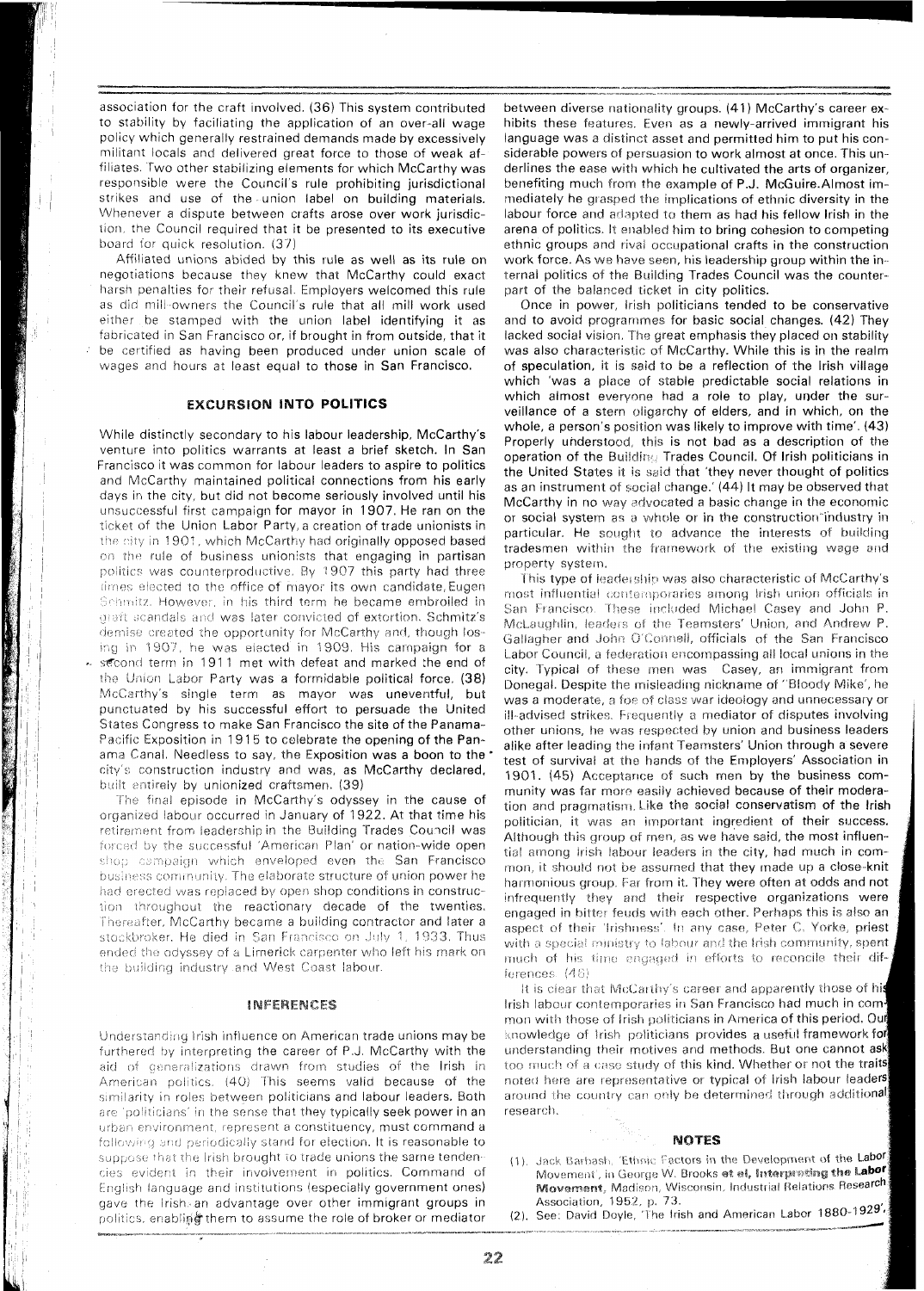association for the craft involved. (36) This system contributed to stability by faciliating the application of an over-all wage policy which generally restrained demands made by excessively militant locals and delivered great force to those of weak affiliates. Two other stabilizing elements for which McCarthy was responsible were the Council's rule prohibiting jurisdictional strikes and use of the union label on building materials. Whenever a dispute between crafts arose over work jurisdiction, the Council required that it be presented to its executive board for quick resolution. (37)

Affiliated unions abided by this rule as well as its rule on negotiations because they knew that McCarthy could exact harsh penalties for their refusal. Employers welcomed this rule as did mill-owners the Council's rule that all mill work used either be stamped with the union label identifying it as fabricated in San Francisco or, if brought in from outside, that it be certified as having been produced under union scale of wages and hours at least equal to those in San Francisco.

## EXCURSION INTO POLITICS

While distinctly secondary to his labour leadership, McCarthy's venture into politics warrants at least a brief sketch. In San Francisco it was common for labour leaders to aspire to politics and McCarthy maintained political connections from his early days in the city, but did not become seriously involved until his unsuccessful first campaign for mayor in 1907. He ran on the ticket of the Union Labor Party, a creation of trade unionists in the city in 1901, which McCarthy had originally opposed based on the rule of business unionists that engaging in partisan politics was counterproductive. By 1907 this party had three times elected to the office of mayor its own candidate, Eugen Schmitz. However, in his third term he became embroiled in graft scandals and was later convicted of extortion. Schmitz's demise created the opportunity for McCarthy and, though losing in 1907, he was elected in 1909. His campaign for a second term in 1911 met with defeat and marked the end of the Union Labor Party as a formidable political force. (38) McCarthy's single term as mayor was uneventful, but punctuated by his successful effort to persuade the United States Congress to make San Francisco the site of the Panama-Pacific Exposition in 1915 to celebrate the opening of the Panama Canal. Needless to say, the Exposition was a boon to the city's construction industry and was, as McCarthy declared, built entirely by unionized craftsmen. (39)

The final episode in McCarthy's odyssey in the cause of organized labour occurred in January of 1922. At that time his retirement from leadership in the Building Trades Council was forced by the successful 'American Plan' or nation-wide open shop campaign which enveloped even the San Francisco business community. The elaborate structure of union power he had erected was replaced by open shop conditions in construction throughout the reactionary decade of the twenties. Thereafter, McCarthy became a building contractor and later a stockbroker. He died in San Francisco on July 1, 1933. Thus ended the odyssey of a Limerick carpenter who left his mark on the building industry and West Coast labour.

## INFERENCES

Understanding Irish influence on American trade unions may be furthered by interpreting the career of P.J. McCarthy with the aid of generalizations drawn from studies of the Irish in American politics. (40) This seems valid because of the similarity in roles between politicians and labour leaders. Both are 'politicians' in the sense that they typically seek power in an urban environment, represent a constituency, must command a following and periodically stand for election. It is reasonable to suppose that the Irish brought to trade unions the same tendencies evident in their involvement in politics. Command of English language and institutions (especially government ones) gave the Irish an advantage over other immigrant groups in politics, enabling them to assume the role of broker or mediator between diverse nationality groups. (41) McCarthy's career exhibits these features. Even as a newly-arrived immigrant his language was a distinct asset and permitted him to put his considerable powers of persuasion to work almost at once. This underlines the ease with which he cultivated the arts of organizer, benefiting much from the example of P.J. McGuire. Almost immediately he grasped the implications of ethnic diversity in the labour force and adapted to them as had his fellow Irish in the arena of politics. It enabled him to bring cohesion to competing ethnic groups and rival occupational crafts in the construction work force. As we have seen, his leadership group within the internal politics of the Building Trades Council was the counterpart of the balanced ticket in city politics.

Once in power, Irish politicians tended to be conservative and to avoid programmes for basic social changes. (42) They lacked social vision. The great emphasis they placed on stability was also characteristic of McCarthy. While this is in the realm of speculation, it is said to be a reflection of the Irish village which 'was a place of stable predictable social relations in which almost everyone had a role to play, under the surveillance of a stern oligarchy of elders, and in which, on the whole, a person's position was likely to improve with time'. (43) Properly understood, this is not bad as a description of the operation of the Building Trades Council. Of Irish politicians in the United States it is said that 'they never thought of politics as an instrument of social change.' (44) It may be observed that McCarthy in no way advocated a basic change in the economic or social system as a whole or in the construction industry in particular. He sought to advance the interests of building tradesmen within the framework of the existing wage and property system.

This type of leadership was also characteristic of McCarthy's most influential contemporaries among Irish union officials in San Francisco. These included Michael Casey and John P. McLaughlin, leaders of the Teamsters' Union, and Andrew P. Gallagher and John O'Connell, officials of the San Francisco Labor Council, a federation encompassing all local unions in the city. Typical of these men was Casey, an immigrant from Donegal. Despite the misleading nickname of "Bloody Mike', he was a moderate, a foe of class war ideology and unnecessary or ill-advised strikes. Frequently a mediator of disputes involving other unions, he was respected by union and business leaders alike after leading the infant Teamsters' Union through a severe test of survival at the hands of the Employers' Association in 1901. (45) Acceptance of such men by the business community was far more easily achieved because of their moderation and pragmatism. Like the social conservatism of the Irish politician, it was an important ingredient of their success. Although this group of men, as we have said, the most influential among Irish labour leaders in the city, had much in common, it should not be assumed that they made up a close-knit harmonious group. Far from it. They were often at odds and not infrequently they and their respective organizations were engaged in bitter feuds with each other. Perhaps this is also an aspect of their 'Irishness'. In any case, Peter C. Yorke, priest with a special ministry to labour and the Irish community, spent much of his time engaged in efforts to reconcile their differences. (46)

It is clear that McCarthy's career and apparently those of his Irish labour contemporaries in San Francisco had much in common with those of Irish politicians in America of this period. Our knowledge of Irish politicians provides a useful framework for understanding their motives and methods. But one cannot ask too much of a case study of this kind. Whether or not the traits noted here are representative or typical of Irish labour leaders around the country can only be determined through additional research.

## NOTES

(1). Jack Barbash, 'Ethnic Factors in the Development of the Labor Movement', in George W. Brooks **et al, Interpreting the Labor Movement**, Madison, Wisconsin, Industrial Relations Research Association, 1952, p. 73.

(2). See: David Doyle, 'The Irish and American Labor 1880-1929',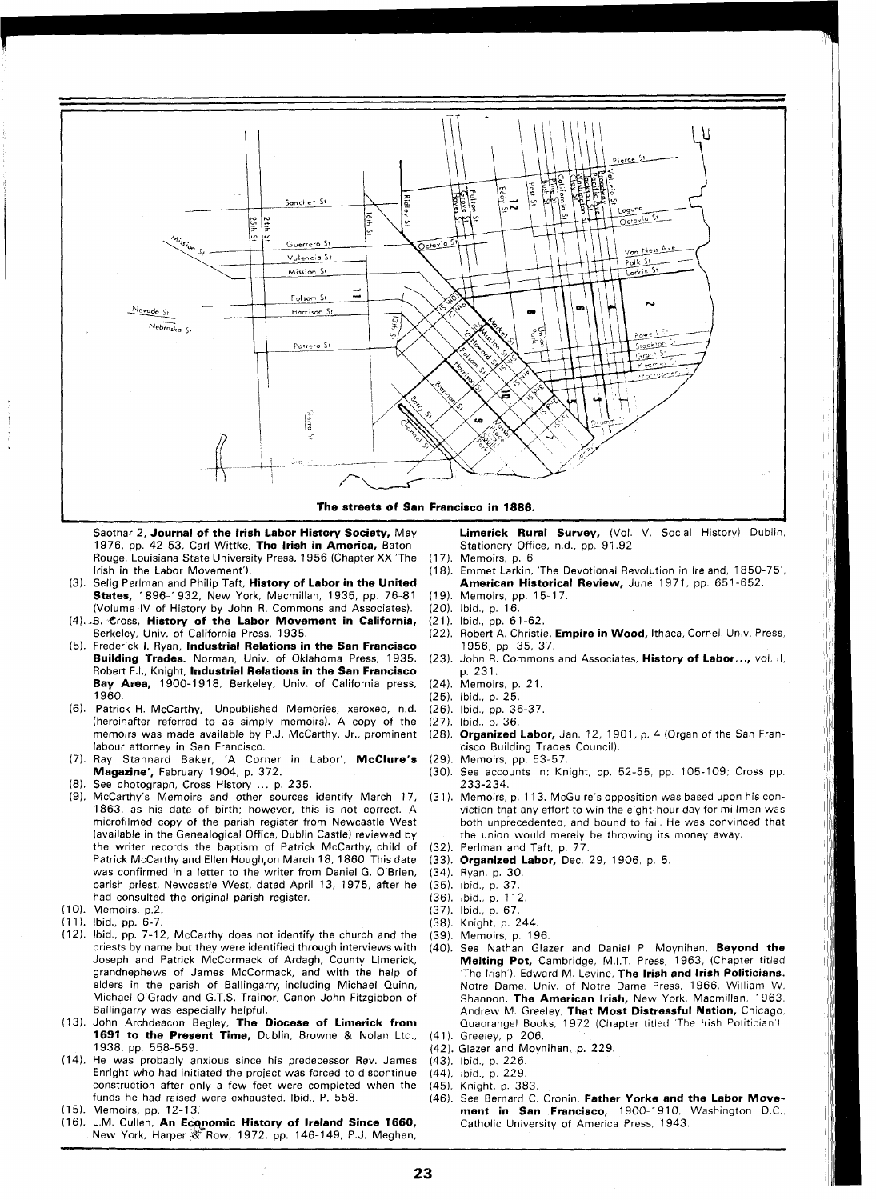**The streets of San Francisco in 1886.**

Saothar 2, **Journal of the Irish Labor History Society,** May 1976, pp. 42-53. Carl Wittke, **The Irish in America,** Baton Rouge, Louisiana State University Press, 1956 (Chapter XX 'The Irish in the Labor Movement').

(3). Selig Perlman and Philip Taft, **History of Labor in the United States,** 1896-1932, New York, Macmillan, 1935, pp. 76-81 (Volume IV of History by John R. Commons and Associates).

(4). .B. Cross, **History of the Labor Movement in California,** Berkeley, Univ. of California Press, 1935.

(5). Frederick I. Ryan, **Industrial Relations in the San Francisco Building Trades.** Norman, Univ. of Oklahoma Press, 1935. Robert F.I., Knight, **Industrial Relations in the San Francisco Bay Area,** 1900-1918, Berkeley, Univ. of California press, 1960.

(6). Patrick H. McCarthy, Unpublished Memories, xeroxed, n.d. (hereinafter referred to as simply memoirs). A copy of the memoirs was made available by P.J. McCarthy, Jr., prominent labour attorney in San Francisco.

(7). Ray Stannard Baker, 'A Corner in Labor', **McClure's Magazine',** February 1904, p. 372.

(8). See photograph, Cross History ... p. 235.

(9). McCarthy's Memoirs and other sources identify March 17, 1863, as his date of birth; however, this is not correct. A microfilmed copy of the parish register from Newcastle West (available in the Genealogical Office, Dublin Castle) reviewed by the writer records the baptism of Patrick McCarthy, child of Patrick McCarthy and Ellen Hough,on March 18, 1860. This date was confirmed in a letter to the writer from Daniel G. O'Brien, parish priest, Newcastle West, dated April 13, 1975, after he had consulted the original parish register.

(10). Memoirs, p.2.

(11). Ibid., pp. 6-7.

(12). Ibid., pp. 7-12, McCarthy does not identify the church and the priests by name but they were identified through interviews with Joseph and Patrick McCormack of Ardagh, County Limerick, grandnephews of James McCormack, and with the help of elders in the parish of Ballingarry, including Michael Quinn, Michael O'Grady and G.T.S. Trainor, Canon John Fitzgibbon of Ballingarry was especially helpful.

(13). John Archdeacon Begley, **The Diocese of Limerick from 1691 to the Present Time,** Dublin, Browne & Nolan Ltd., 1938, pp. 558-559.

(14). He was probably anxious since his predecessor Rev. James Enright who had initiated the project was forced to discontinue construction after only a few feet were completed when the funds he had raised were exhausted. Ibid., P. 558.

(15). Memoirs, pp. 12-13.

(16). L.M. Cullen, **An Economic History of Ireland Since 1660,** New York, Harper & Row, 1972, pp. 146-149, P.J. Meghen, **Limerick Rural Survey,** (Vol. V, Social History) Dublin, Stationery Office, n.d., pp. 91-92.

(17). Memoirs, p. 6

(18). Emmet Larkin, 'The Devotional Revolution in Ireland, 1850-75', **American Historical Review,** June 1971, pp. 651-652.

(19). Memoirs, pp. 15-17.

(20). Ibid., p. 16.

(21). Ibid., pp. 61-62.

(22). Robert A. Christie, **Empire in Wood,** Ithaca, Cornell Univ. Press, 1956, pp. 35, 37.

(23). John R. Commons and Associates, **History of Labor...,** vol. II, p. 231.

(24). Memoirs, p. 21.

(25). Ibid., p. 25.

(26). Ibid., pp. 36-37.

(27). Ibid., p. 36.

(28). **Organized Labor,** Jan. 12, 1901, p. 4 (Organ of the San Francisco Building Trades Council).

(29). Memoirs, pp. 53-57.

(30). See accounts in: Knight, pp. 52-55, pp. 105-109; Cross pp. 233-234.

(31). Memoirs, p. 113. McGuire's opposition was based upon his conviction that any effort to win the eight-hour day for millmen was both unprecedented, and bound to fail. He was convinced that the union would merely be throwing its money away.

(32). Perlman and Taft, p. 77.

(33). **Organized Labor,** Dec. 29, 1906, p. 5.

(34). Ryan, p. 30.

(35). Ibid., p. 37.

(36). Ibid., p. 112.

(37). Ibid., p. 67.

(38). Knight, p. 244.

(39). Memoirs, p. 196.

(40). See Nathan Glazer and Daniel P. Moynihan, **Beyond the Melting Pot,** Cambridge, M.I.T. Press, 1963, (Chapter titled 'The Irish'). Edward M. Levine, **The Irish and Irish Politicians.** Notre Dame, Univ. of Notre Dame Press, 1966. William W. Shannon, **The American Irish,** New York, Macmillan, 1963. Andrew M. Greeley, **That Most Distressful Nation,** Chicago, Quadrangel Books, 1972 (Chapter titled 'The Irish Politician').

(41). Greeley, p. 206.

(42). Glazer and Moynihan, p. 229.

(43). Ibid., p. 226.

(44). Ibid., p. 229.

(45). Knight, p. 383.

(46). See Bernard C. Cronin, **Father Yorke and the Labor Movement in San Francisco,** 1900-1910, Washington D.C., Catholic University of America Press, 1943.